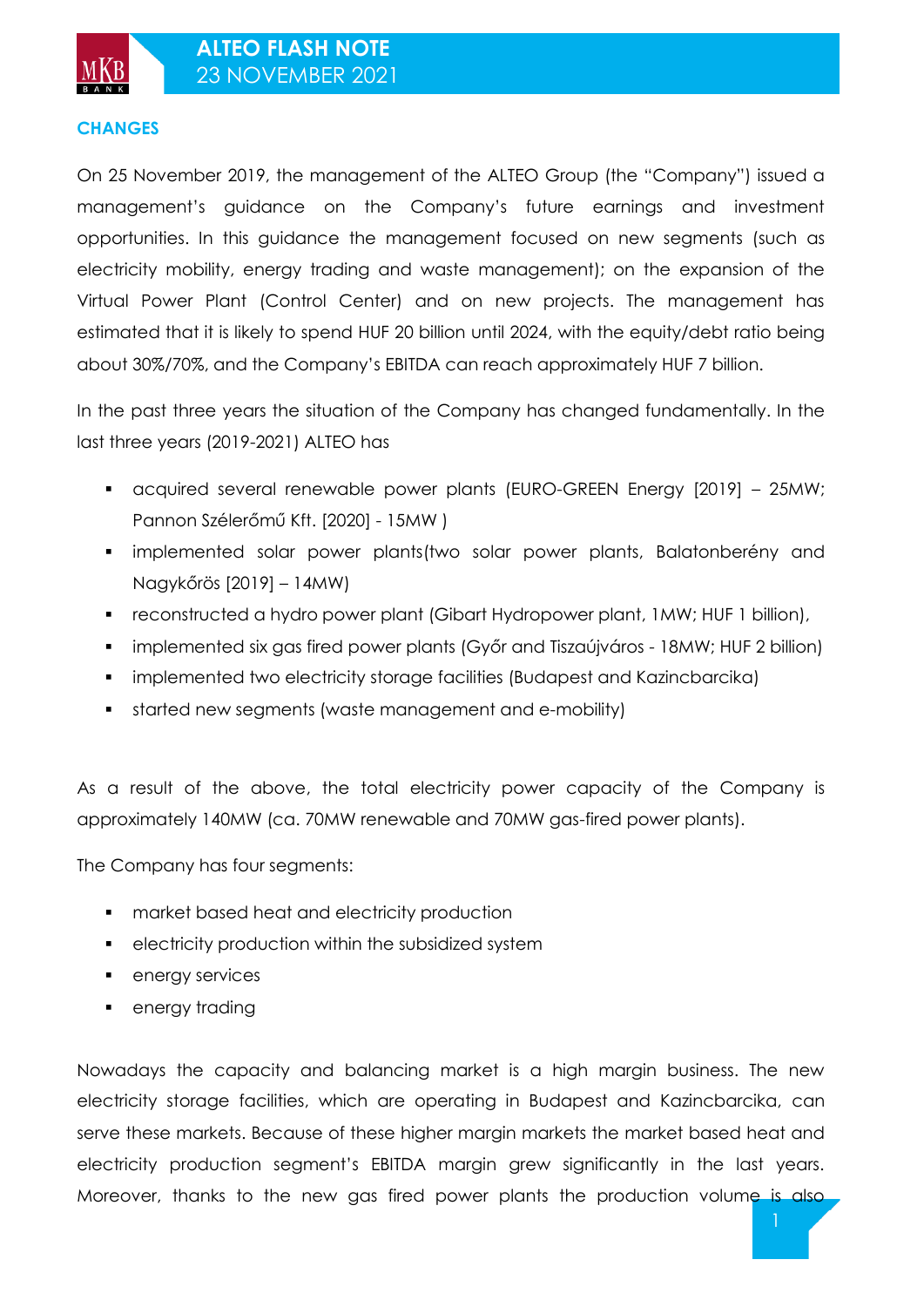## CHANGES

On 25 November 2019, the management of the ALTEO Group (the "Company") issued a management's guidance on the Company's future earnings and investment opportunities. In this guidance the management focused on new segments (such as electricity mobility, energy trading and waste management); on the expansion of the Virtual Power Plant (Control Center) and on new projects. The management has estimated that it is likely to spend HUF 20 billion until 2024, with the equity/debt ratio being about 30%/70%, and the Company's EBITDA can reach approximately HUF 7 billion.

In the past three years the situation of the Company has changed fundamentally. In the last three years (2019-2021) ALTEO has

- acquired several renewable power plants (EURO-GREEN Energy [2019] – 25MW; Pannon Szélerőmű Kft. [2020] - 15MW )
- implemented solar power plants(two solar power plants, Balatonberény and Nagykőrös [2019] – 14MW)
- reconstructed a hydro power plant (Gibart Hydropower plant, 1MW; HUF 1 billion),
- implemented six gas fired power plants (Győr and Tiszaújváros - 18MW; HUF 2 billion)
- implemented two electricity storage facilities (Budapest and Kazincbarcika)
- started new segments (waste management and e-mobility)

As a result of the above, the total electricity power capacity of the Company is approximately 140MW (ca. 70MW renewable and 70MW gas-fired power plants).

The Company has four segments:

- market based heat and electricity production
- electricity production within the subsidized system
- energy services
- energy trading

Nowadays the capacity and balancing market is a high margin business. The new electricity storage facilities, which are operating in Budapest and Kazincbarcika, can serve these markets. Because of these higher margin markets the market based heat and electricity production segment's EBITDA margin grew significantly in the last years. Moreover, thanks to the new gas fired power plants the production volume is also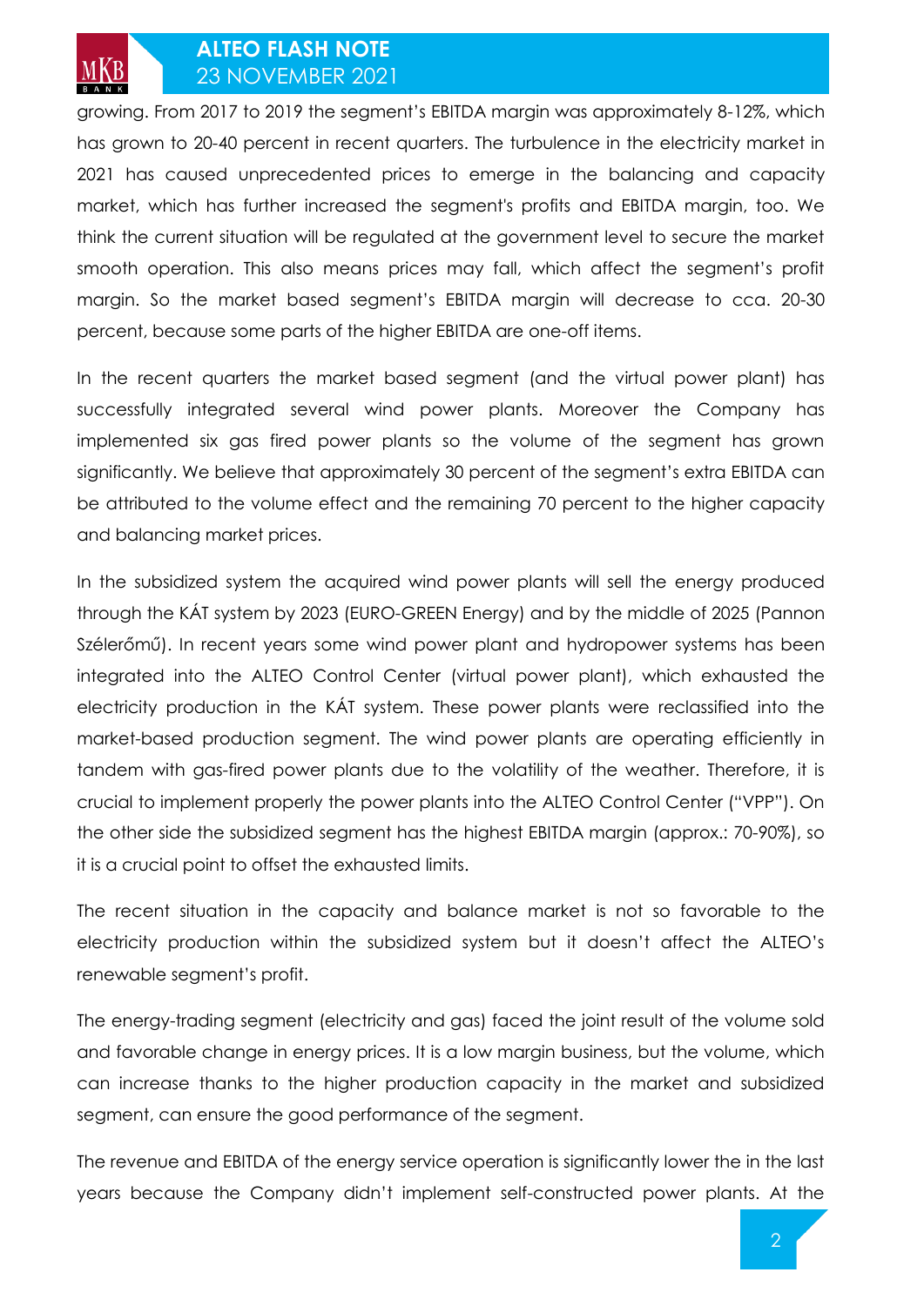growing. From 2017 to 2019 the segment's EBITDA margin was approximately 8-12%, which has grown to 20-40 percent in recent quarters. The turbulence in the electricity market in 2021 has caused unprecedented prices to emerge in the balancing and capacity market, which has further increased the segment's profits and EBITDA margin, too. We think the current situation will be regulated at the government level to secure the market smooth operation. This also means prices may fall, which affect the segment's profit margin. So the market based segment's EBITDA margin will decrease to cca. 20-30 percent, because some parts of the higher EBITDA are one-off items.

In the recent quarters the market based segment (and the virtual power plant) has successfully integrated several wind power plants. Moreover the Company has implemented six gas fired power plants so the volume of the segment has grown significantly. We believe that approximately 30 percent of the segment's extra EBITDA can be attributed to the volume effect and the remaining 70 percent to the higher capacity and balancing market prices.

In the subsidized system the acquired wind power plants will sell the energy produced through the KÁT system by 2023 (EURO-GREEN Energy) and by the middle of 2025 (Pannon Szélerőmű). In recent years some wind power plant and hydropower systems has been integrated into the ALTEO Control Center (virtual power plant), which exhausted the electricity production in the KÁT system. These power plants were reclassified into the market-based production segment. The wind power plants are operating efficiently in tandem with gas-fired power plants due to the volatility of the weather. Therefore, it is crucial to implement properly the power plants into the ALTEO Control Center ("VPP"). On the other side the subsidized segment has the highest EBITDA margin (approx.: 70-90%), so it is a crucial point to offset the exhausted limits.

The recent situation in the capacity and balance market is not so favorable to the electricity production within the subsidized system but it doesn't affect the ALTEO's renewable segment's profit.

The energy-trading segment (electricity and gas) faced the joint result of the volume sold and favorable change in energy prices. It is a low margin business, but the volume, which can increase thanks to the higher production capacity in the market and subsidized segment, can ensure the good performance of the segment.

The revenue and EBITDA of the energy service operation is significantly lower the in the last years because the Company didn't implement self-constructed power plants. At the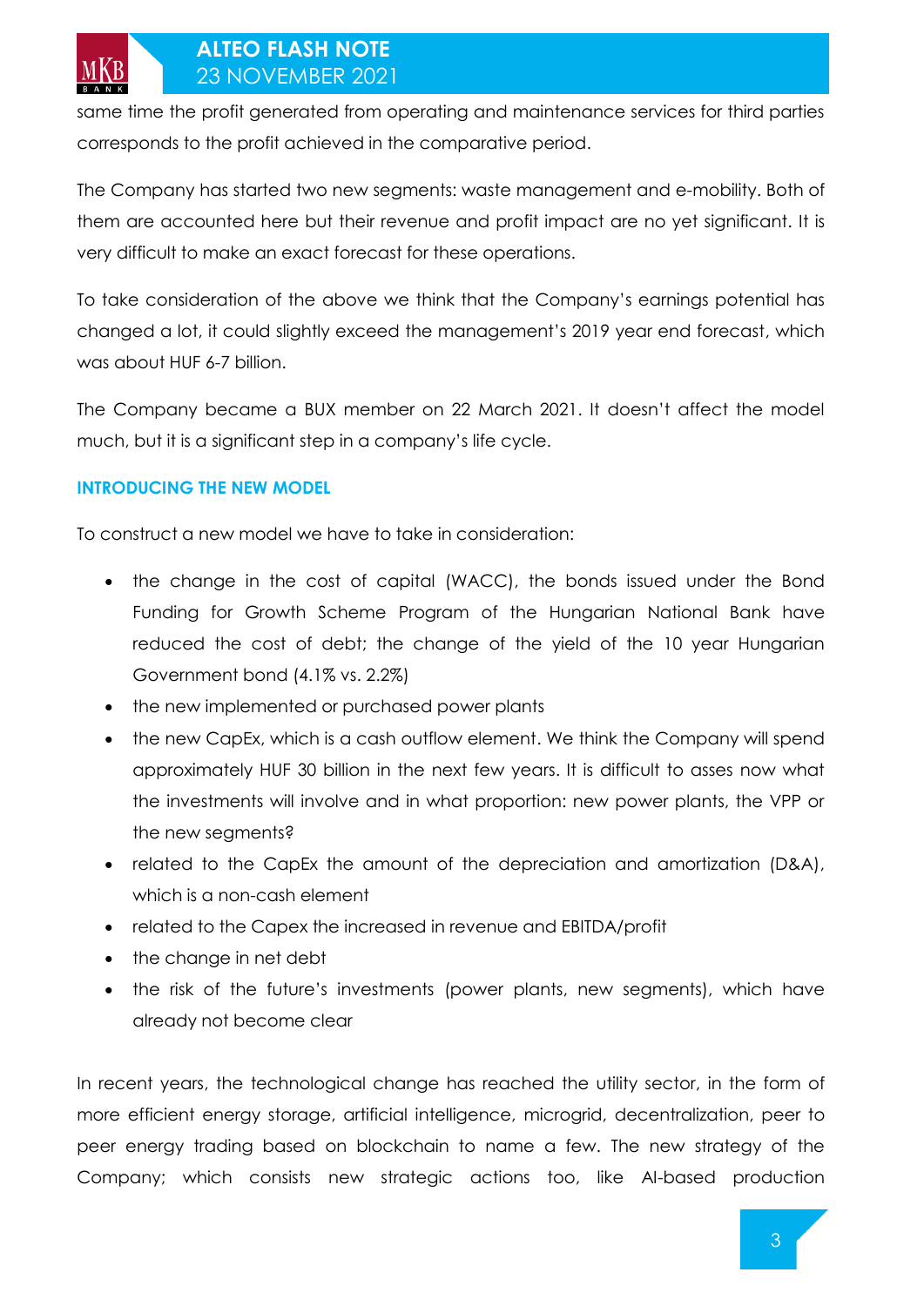same time the profit generated from operating and maintenance services for third parties corresponds to the profit achieved in the comparative period.

The Company has started two new segments: waste management and e-mobility. Both of them are accounted here but their revenue and profit impact are no yet significant. It is very difficult to make an exact forecast for these operations.

To take consideration of the above we think that the Company's earnings potential has changed a lot, it could slightly exceed the management's 2019 year end forecast, which was about HUF 6-7 billion.

The Company became a BUX member on 22 March 2021. It doesn't affect the model much, but it is a significant step in a company's life cycle.

## INTRODUCING THE NEW MODEL

To construct a new model we have to take in consideration:

- the change in the cost of capital (WACC), the bonds issued under the Bond Funding for Growth Scheme Program of the Hungarian National Bank have reduced the cost of debt; the change of the yield of the 10 year Hungarian Government bond (4.1% vs. 2.2%)
- the new implemented or purchased power plants
- the new CapEx, which is a cash outflow element. We think the Company will spend approximately HUF 30 billion in the next few years. It is difficult to asses now what the investments will involve and in what proportion: new power plants, the VPP or the new segments?
- related to the CapEx the amount of the depreciation and amortization (D&A), which is a non-cash element
- related to the Capex the increased in revenue and EBITDA/profit
- the change in net debt
- the risk of the future's investments (power plants, new segments), which have already not become clear

In recent years, the technological change has reached the utility sector, in the form of more efficient energy storage, artificial intelligence, microgrid, decentralization, peer to peer energy trading based on blockchain to name a few. The new strategy of the Company; which consists new strategic actions too, like AI-based production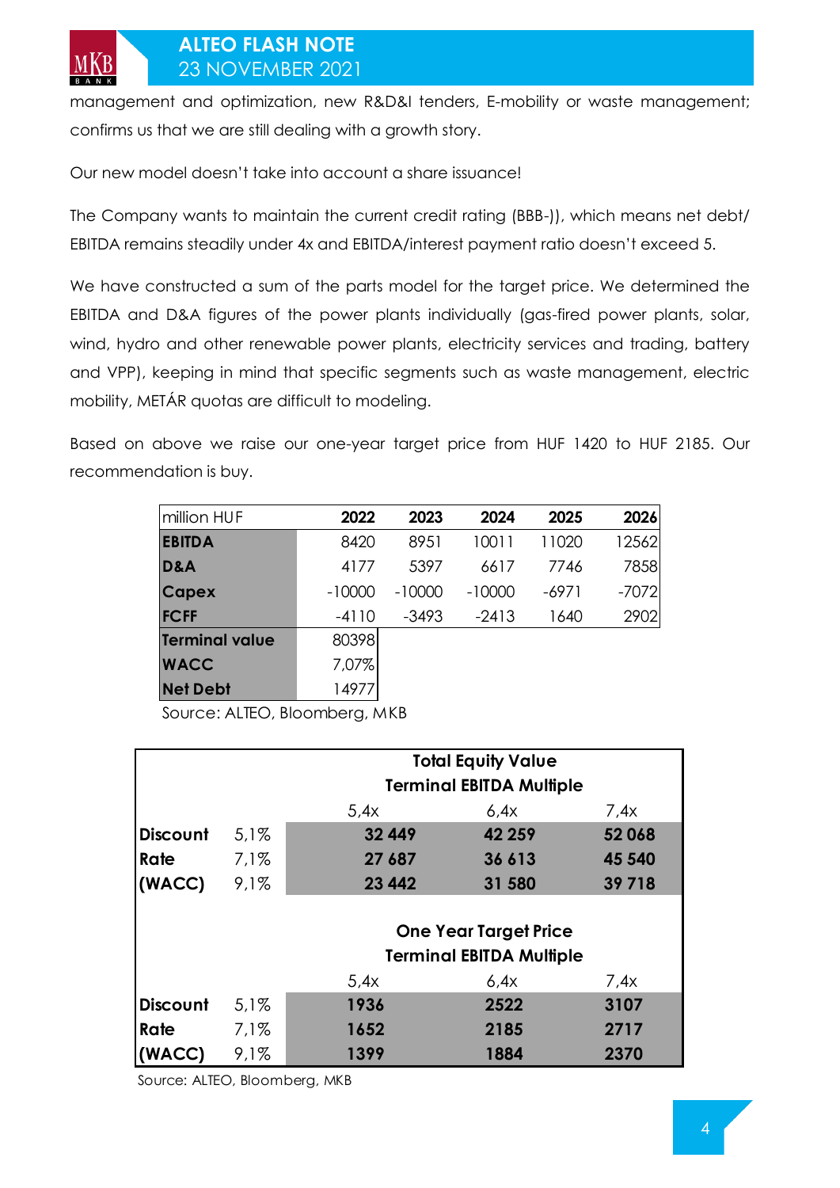management and optimization, new R&D&I tenders, E-mobility or waste management; confirms us that we are still dealing with a growth story.

Our new model doesn't take into account a share issuance!

The Company wants to maintain the current credit rating (BBB-)), which means net debt/ EBITDA remains steadily under 4x and EBITDA/interest payment ratio doesn't exceed 5.

We have constructed a sum of the parts model for the target price. We determined the EBITDA and D&A figures of the power plants individually (gas-fired power plants, solar, wind, hydro and other renewable power plants, electricity services and trading, battery and VPP), keeping in mind that specific segments such as waste management, electric mobility, METÁR quotas are difficult to modeling.

Based on above we raise our one-year target price from HUF 1420 to HUF 2185. Our recommendation is buy.

| million HUF | 2022 | 2023 | 2024 | 2025 | 2026 |
|---|---|---|---|---|---|
| **EBITDA** | 8420 | 8951 | 10011 | 11020 | 12562 |
| **D&A** | 4177 | 5397 | 6617 | 7746 | 7858 |
| **Capex** | -10000 | -10000 | -10000 | -6971 | -7072 |
| **FCFF** | -4110 | -3493 | -2413 | 1640 | 2902 |
| **Terminal value** | 80398 | | | | |
| **WACC** | 7,07% | | | | |
| **Net Debt** | 14977 | | | | |

Source: ALTEO, Bloomberg, MKB

| | | **Total Equity Value** | | |
|---|---|---|---|---|
| | | **Terminal EBITDA Multiple** | | |
| | | 5,4x | 6,4x | 7,4x |
| **Discount** | 5,1% | **32 449** | **42 259** | **52 068** |
| **Rate** | 7,1% | **27 687** | **36 613** | **45 540** |
| **(WACC)** | 9,1% | **23 442** | **31 580** | **39 718** |

| | | **One Year Target Price** | | |
|---|---|---|---|---|
| | | **Terminal EBITDA Multiple** | | |
| | | 5,4x | 6,4x | 7,4x |
| **Discount** | 5,1% | **1936** | **2522** | **3107** |
| **Rate** | 7,1% | **1652** | **2185** | **2717** |
| **(WACC)** | 9,1% | **1399** | **1884** | **2370** |

Source: ALTEO, Bloomberg, MKB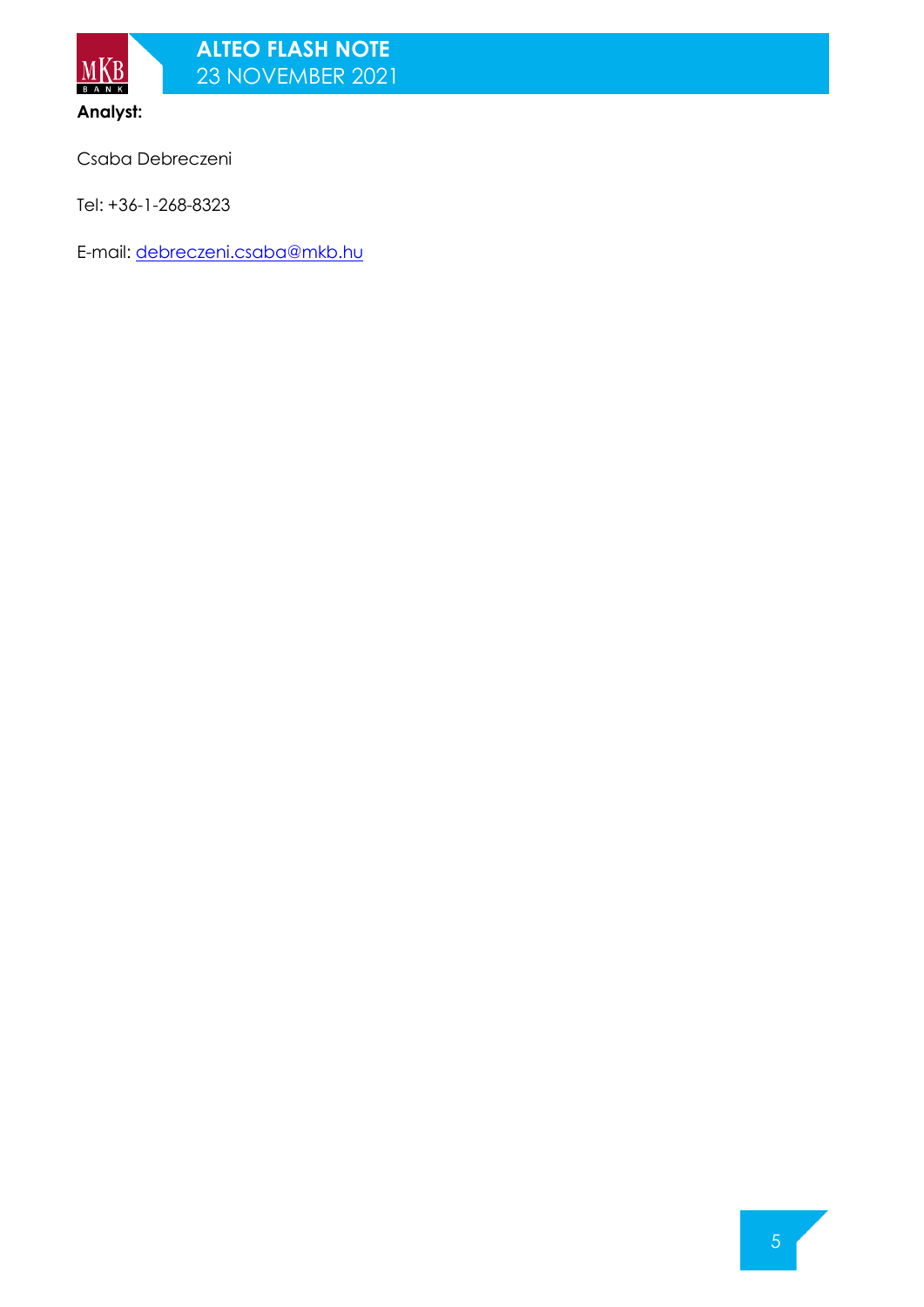**Analyst:**

Csaba Debreczeni

Tel: +36-1-268-8323

E-mail: debreczeni.csaba@mkb.hu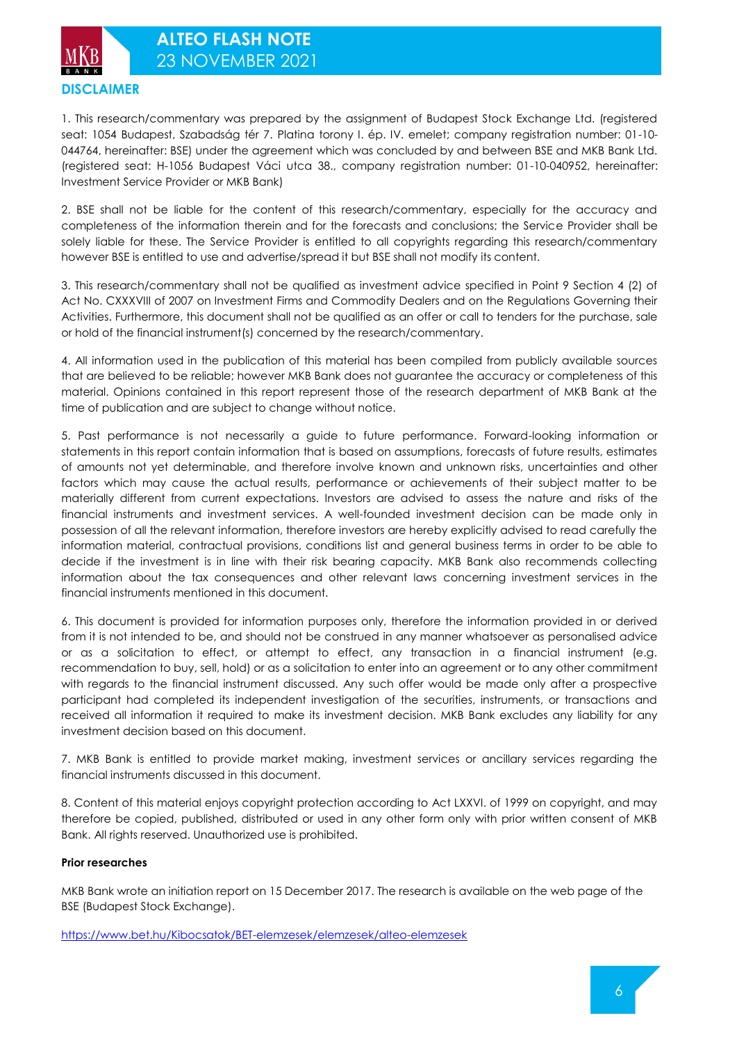## DISCLAIMER

1. This research/commentary was prepared by the assignment of Budapest Stock Exchange Ltd. (registered seat: 1054 Budapest, Szabadság tér 7. Platina torony I. ép. IV. emelet; company registration number: 01-10-044764, hereinafter: BSE) under the agreement which was concluded by and between BSE and MKB Bank Ltd. (registered seat: H-1056 Budapest Váci utca 38., company registration number: 01-10-040952, hereinafter: Investment Service Provider or MKB Bank)

2. BSE shall not be liable for the content of this research/commentary, especially for the accuracy and completeness of the information therein and for the forecasts and conclusions; the Service Provider shall be solely liable for these. The Service Provider is entitled to all copyrights regarding this research/commentary however BSE is entitled to use and advertise/spread it but BSE shall not modify its content.

3. This research/commentary shall not be qualified as investment advice specified in Point 9 Section 4 (2) of Act No. CXXXVIII of 2007 on Investment Firms and Commodity Dealers and on the Regulations Governing their Activities. Furthermore, this document shall not be qualified as an offer or call to tenders for the purchase, sale or hold of the financial instrument(s) concerned by the research/commentary.

4. All information used in the publication of this material has been compiled from publicly available sources that are believed to be reliable; however MKB Bank does not guarantee the accuracy or completeness of this material. Opinions contained in this report represent those of the research department of MKB Bank at the time of publication and are subject to change without notice.

5. Past performance is not necessarily a guide to future performance. Forward-looking information or statements in this report contain information that is based on assumptions, forecasts of future results, estimates of amounts not yet determinable, and therefore involve known and unknown risks, uncertainties and other factors which may cause the actual results, performance or achievements of their subject matter to be materially different from current expectations. Investors are advised to assess the nature and risks of the financial instruments and investment services. A well-founded investment decision can be made only in possession of all the relevant information, therefore investors are hereby explicitly advised to read carefully the information material, contractual provisions, conditions list and general business terms in order to be able to decide if the investment is in line with their risk bearing capacity. MKB Bank also recommends collecting information about the tax consequences and other relevant laws concerning investment services in the financial instruments mentioned in this document.

6. This document is provided for information purposes only, therefore the information provided in or derived from it is not intended to be, and should not be construed in any manner whatsoever as personalised advice or as a solicitation to effect, or attempt to effect, any transaction in a financial instrument (e.g. recommendation to buy, sell, hold) or as a solicitation to enter into an agreement or to any other commitment with regards to the financial instrument discussed. Any such offer would be made only after a prospective participant had completed its independent investigation of the securities, instruments, or transactions and received all information it required to make its investment decision. MKB Bank excludes any liability for any investment decision based on this document.

7. MKB Bank is entitled to provide market making, investment services or ancillary services regarding the financial instruments discussed in this document.

8. Content of this material enjoys copyright protection according to Act LXXVI. of 1999 on copyright, and may therefore be copied, published, distributed or used in any other form only with prior written consent of MKB Bank. All rights reserved. Unauthorized use is prohibited.

**Prior researches**

MKB Bank wrote an initiation report on 15 December 2017. The research is available on the web page of the BSE (Budapest Stock Exchange).

https://www.bet.hu/Kibocsatok/BET-elemzesek/elemzesek/alteo-elemzesek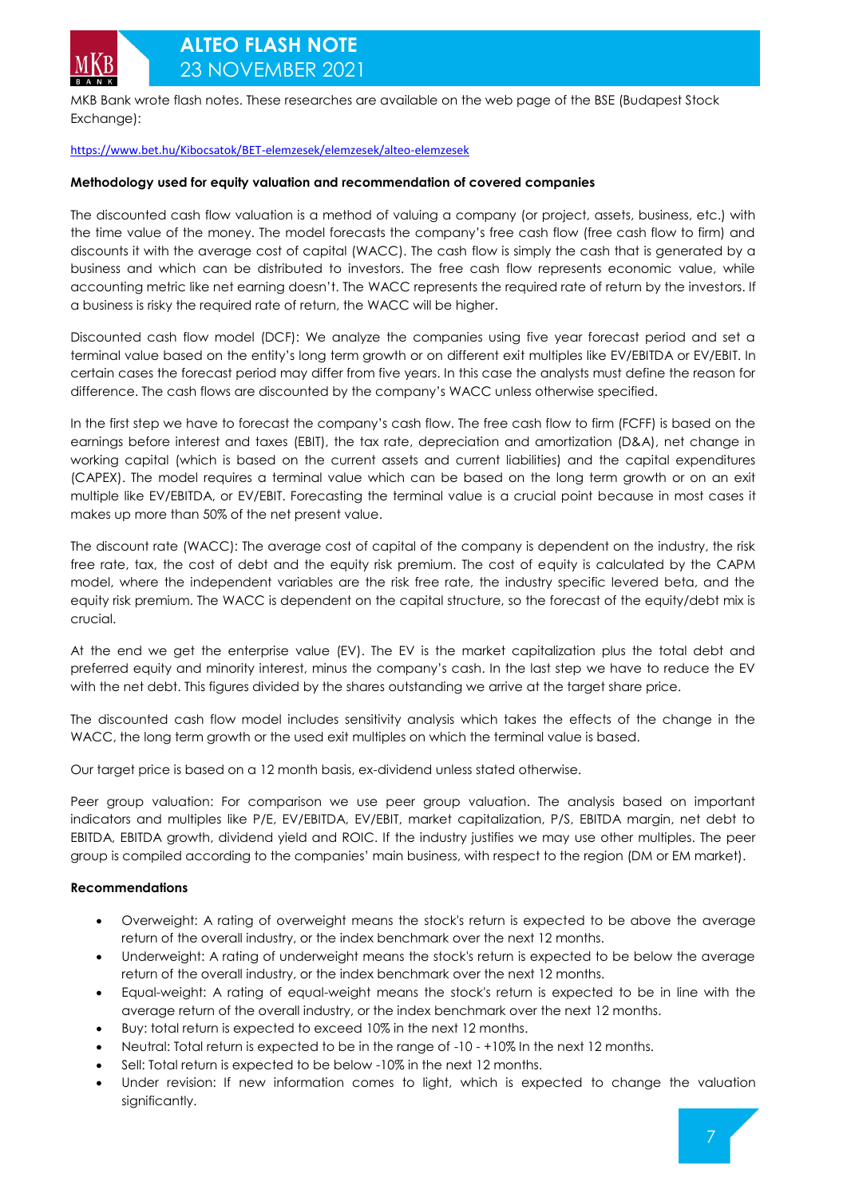MKB Bank wrote flash notes. These researches are available on the web page of the BSE (Budapest Stock Exchange):

https://www.bet.hu/Kibocsatok/BET-elemzesek/elemzesek/alteo-elemzesek

**Methodology used for equity valuation and recommendation of covered companies**

The discounted cash flow valuation is a method of valuing a company (or project, assets, business, etc.) with the time value of the money. The model forecasts the company's free cash flow (free cash flow to firm) and discounts it with the average cost of capital (WACC). The cash flow is simply the cash that is generated by a business and which can be distributed to investors. The free cash flow represents economic value, while accounting metric like net earning doesn't. The WACC represents the required rate of return by the investors. If a business is risky the required rate of return, the WACC will be higher.

Discounted cash flow model (DCF): We analyze the companies using five year forecast period and set a terminal value based on the entity's long term growth or on different exit multiples like EV/EBITDA or EV/EBIT. In certain cases the forecast period may differ from five years. In this case the analysts must define the reason for difference. The cash flows are discounted by the company's WACC unless otherwise specified.

In the first step we have to forecast the company's cash flow. The free cash flow to firm (FCFF) is based on the earnings before interest and taxes (EBIT), the tax rate, depreciation and amortization (D&A), net change in working capital (which is based on the current assets and current liabilities) and the capital expenditures (CAPEX). The model requires a terminal value which can be based on the long term growth or on an exit multiple like EV/EBITDA, or EV/EBIT. Forecasting the terminal value is a crucial point because in most cases it makes up more than 50% of the net present value.

The discount rate (WACC): The average cost of capital of the company is dependent on the industry, the risk free rate, tax, the cost of debt and the equity risk premium. The cost of equity is calculated by the CAPM model, where the independent variables are the risk free rate, the industry specific levered beta, and the equity risk premium. The WACC is dependent on the capital structure, so the forecast of the equity/debt mix is crucial.

At the end we get the enterprise value (EV). The EV is the market capitalization plus the total debt and preferred equity and minority interest, minus the company's cash. In the last step we have to reduce the EV with the net debt. This figures divided by the shares outstanding we arrive at the target share price.

The discounted cash flow model includes sensitivity analysis which takes the effects of the change in the WACC, the long term growth or the used exit multiples on which the terminal value is based.

Our target price is based on a 12 month basis, ex-dividend unless stated otherwise.

Peer group valuation: For comparison we use peer group valuation. The analysis based on important indicators and multiples like P/E, EV/EBITDA, EV/EBIT, market capitalization, P/S, EBITDA margin, net debt to EBITDA, EBITDA growth, dividend yield and ROIC. If the industry justifies we may use other multiples. The peer group is compiled according to the companies' main business, with respect to the region (DM or EM market).

**Recommendations**

- Overweight: A rating of overweight means the stock's return is expected to be above the average return of the overall industry, or the index benchmark over the next 12 months.
- Underweight: A rating of underweight means the stock's return is expected to be below the average return of the overall industry, or the index benchmark over the next 12 months.
- Equal-weight: A rating of equal-weight means the stock's return is expected to be in line with the average return of the overall industry, or the index benchmark over the next 12 months.
- Buy: total return is expected to exceed 10% in the next 12 months.
- Neutral: Total return is expected to be in the range of -10 - +10% In the next 12 months.
- Sell: Total return is expected to be below -10% in the next 12 months.
- Under revision: If new information comes to light, which is expected to change the valuation significantly.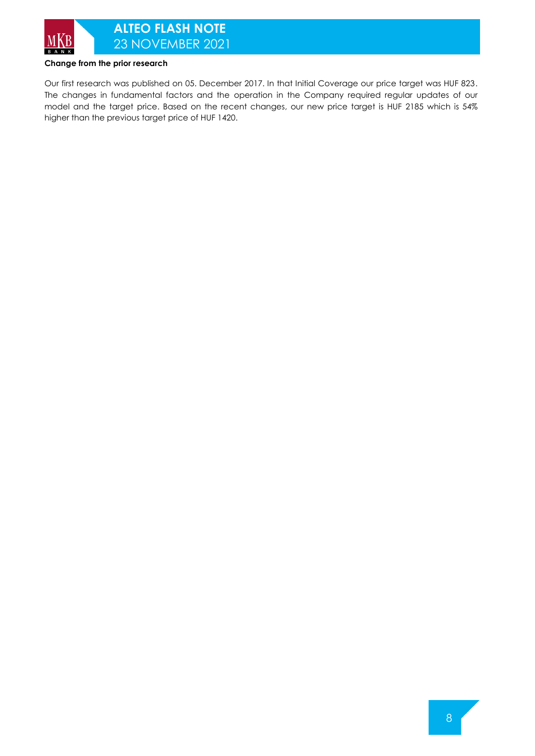**Change from the prior research**

Our first research was published on 05. December 2017. In that Initial Coverage our price target was HUF 823. The changes in fundamental factors and the operation in the Company required regular updates of our model and the target price. Based on the recent changes, our new price target is HUF 2185 which is 54% higher than the previous target price of HUF 1420.